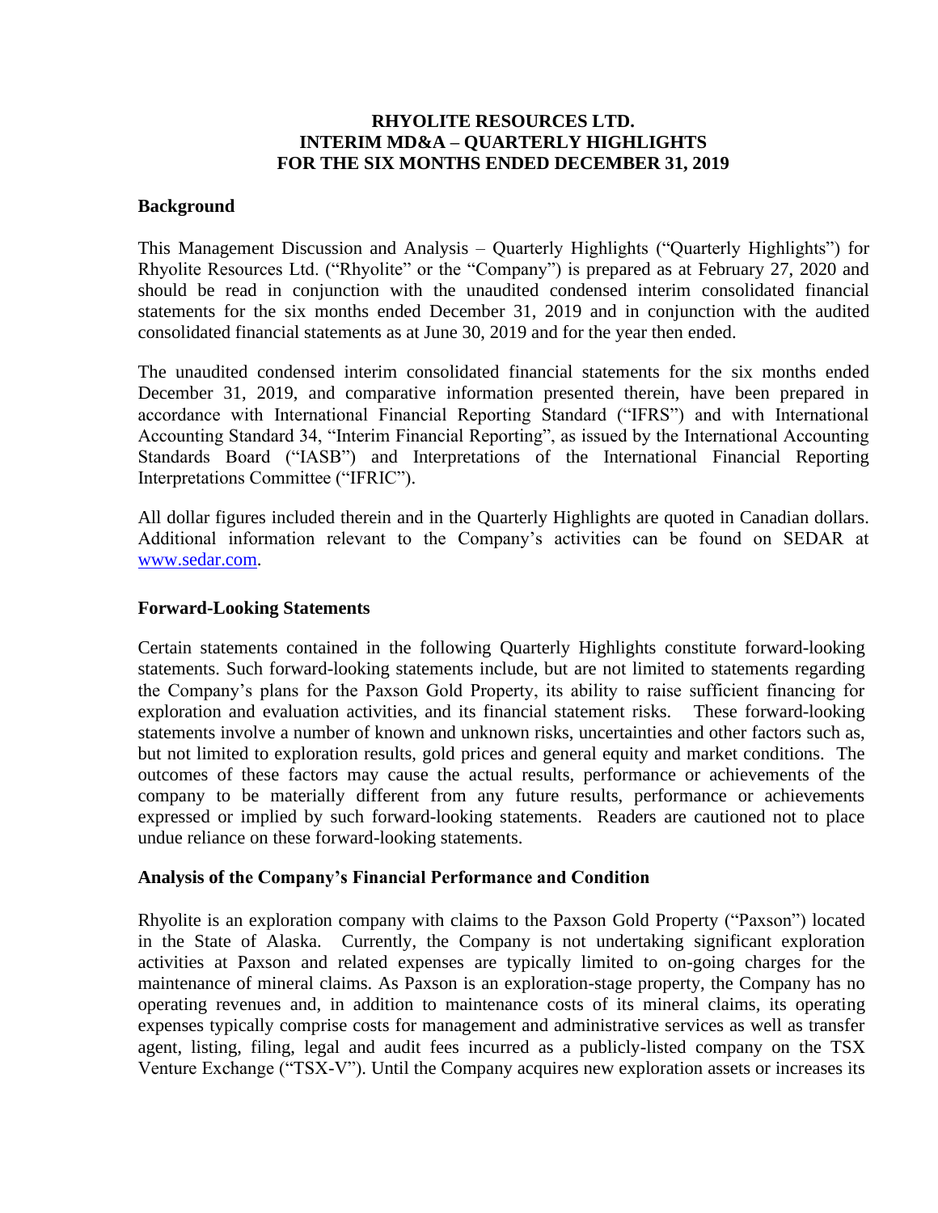# RHYOLITE RESOURCES LTD.
# INTERIM MD&A – QUARTERLY HIGHLIGHTS
# FOR THE SIX MONTHS ENDED DECEMBER 31, 2019

## Background

This Management Discussion and Analysis – Quarterly Highlights ("Quarterly Highlights") for Rhyolite Resources Ltd. ("Rhyolite" or the "Company") is prepared as at February 27, 2020 and should be read in conjunction with the unaudited condensed interim consolidated financial statements for the six months ended December 31, 2019 and in conjunction with the audited consolidated financial statements as at June 30, 2019 and for the year then ended.

The unaudited condensed interim consolidated financial statements for the six months ended December 31, 2019, and comparative information presented therein, have been prepared in accordance with International Financial Reporting Standard ("IFRS") and with International Accounting Standard 34, "Interim Financial Reporting", as issued by the International Accounting Standards Board ("IASB") and Interpretations of the International Financial Reporting Interpretations Committee ("IFRIC").

All dollar figures included therein and in the Quarterly Highlights are quoted in Canadian dollars. Additional information relevant to the Company's activities can be found on SEDAR at www.sedar.com.

## Forward-Looking Statements

Certain statements contained in the following Quarterly Highlights constitute forward-looking statements. Such forward-looking statements include, but are not limited to statements regarding the Company's plans for the Paxson Gold Property, its ability to raise sufficient financing for exploration and evaluation activities, and its financial statement risks. These forward-looking statements involve a number of known and unknown risks, uncertainties and other factors such as, but not limited to exploration results, gold prices and general equity and market conditions. The outcomes of these factors may cause the actual results, performance or achievements of the company to be materially different from any future results, performance or achievements expressed or implied by such forward-looking statements. Readers are cautioned not to place undue reliance on these forward-looking statements.

## Analysis of the Company's Financial Performance and Condition

Rhyolite is an exploration company with claims to the Paxson Gold Property ("Paxson") located in the State of Alaska. Currently, the Company is not undertaking significant exploration activities at Paxson and related expenses are typically limited to on-going charges for the maintenance of mineral claims. As Paxson is an exploration-stage property, the Company has no operating revenues and, in addition to maintenance costs of its mineral claims, its operating expenses typically comprise costs for management and administrative services as well as transfer agent, listing, filing, legal and audit fees incurred as a publicly-listed company on the TSX Venture Exchange ("TSX-V"). Until the Company acquires new exploration assets or increases its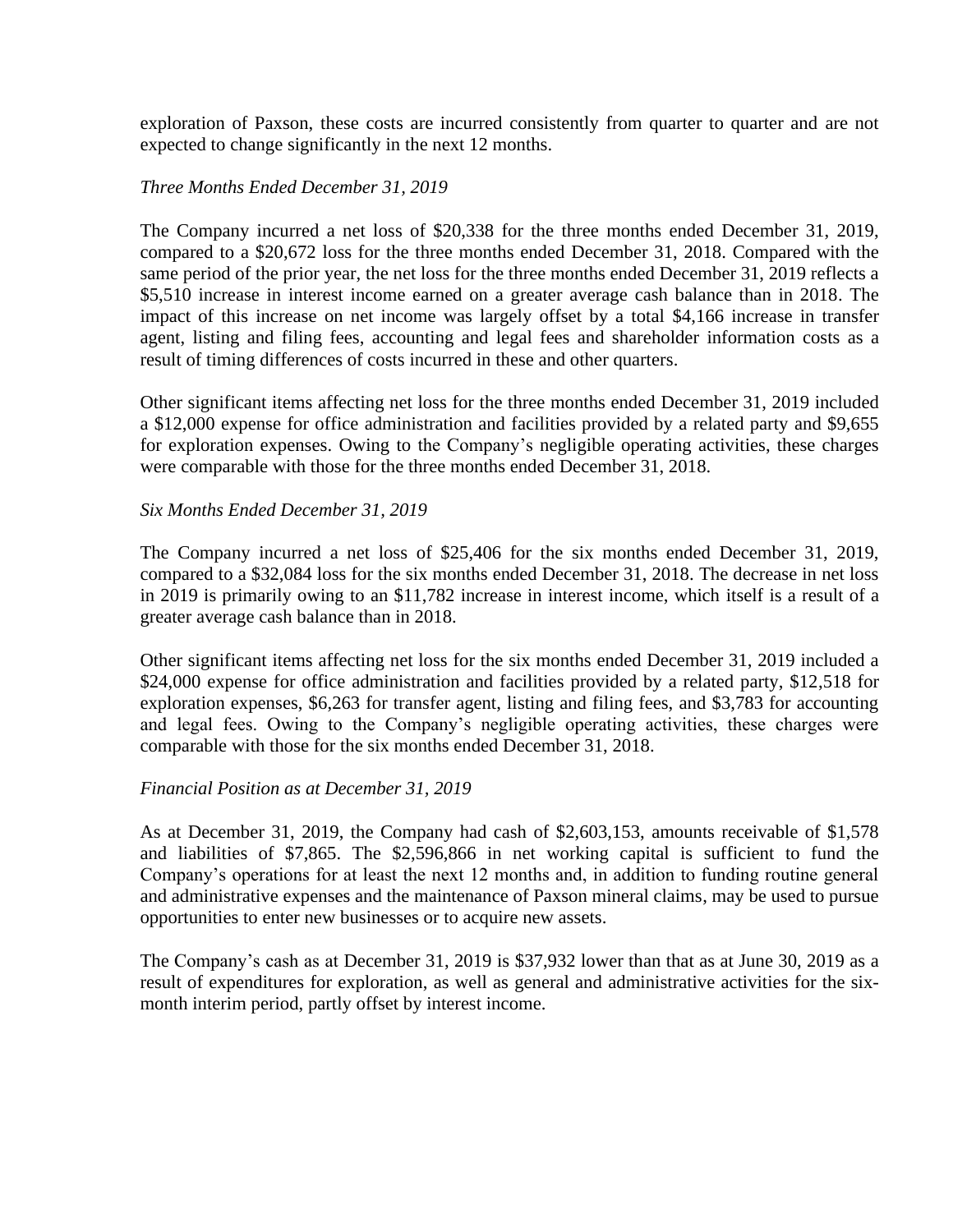exploration of Paxson, these costs are incurred consistently from quarter to quarter and are not expected to change significantly in the next 12 months.

*Three Months Ended December 31, 2019*

The Company incurred a net loss of $20,338 for the three months ended December 31, 2019, compared to a $20,672 loss for the three months ended December 31, 2018. Compared with the same period of the prior year, the net loss for the three months ended December 31, 2019 reflects a $5,510 increase in interest income earned on a greater average cash balance than in 2018. The impact of this increase on net income was largely offset by a total $4,166 increase in transfer agent, listing and filing fees, accounting and legal fees and shareholder information costs as a result of timing differences of costs incurred in these and other quarters.

Other significant items affecting net loss for the three months ended December 31, 2019 included a $12,000 expense for office administration and facilities provided by a related party and $9,655 for exploration expenses. Owing to the Company's negligible operating activities, these charges were comparable with those for the three months ended December 31, 2018.

*Six Months Ended December 31, 2019*

The Company incurred a net loss of $25,406 for the six months ended December 31, 2019, compared to a $32,084 loss for the six months ended December 31, 2018. The decrease in net loss in 2019 is primarily owing to an $11,782 increase in interest income, which itself is a result of a greater average cash balance than in 2018.

Other significant items affecting net loss for the six months ended December 31, 2019 included a $24,000 expense for office administration and facilities provided by a related party, $12,518 for exploration expenses, $6,263 for transfer agent, listing and filing fees, and $3,783 for accounting and legal fees. Owing to the Company's negligible operating activities, these charges were comparable with those for the six months ended December 31, 2018.

*Financial Position as at December 31, 2019*

As at December 31, 2019, the Company had cash of $2,603,153, amounts receivable of $1,578 and liabilities of $7,865. The $2,596,866 in net working capital is sufficient to fund the Company's operations for at least the next 12 months and, in addition to funding routine general and administrative expenses and the maintenance of Paxson mineral claims, may be used to pursue opportunities to enter new businesses or to acquire new assets.

The Company's cash as at December 31, 2019 is $37,932 lower than that as at June 30, 2019 as a result of expenditures for exploration, as well as general and administrative activities for the six-month interim period, partly offset by interest income.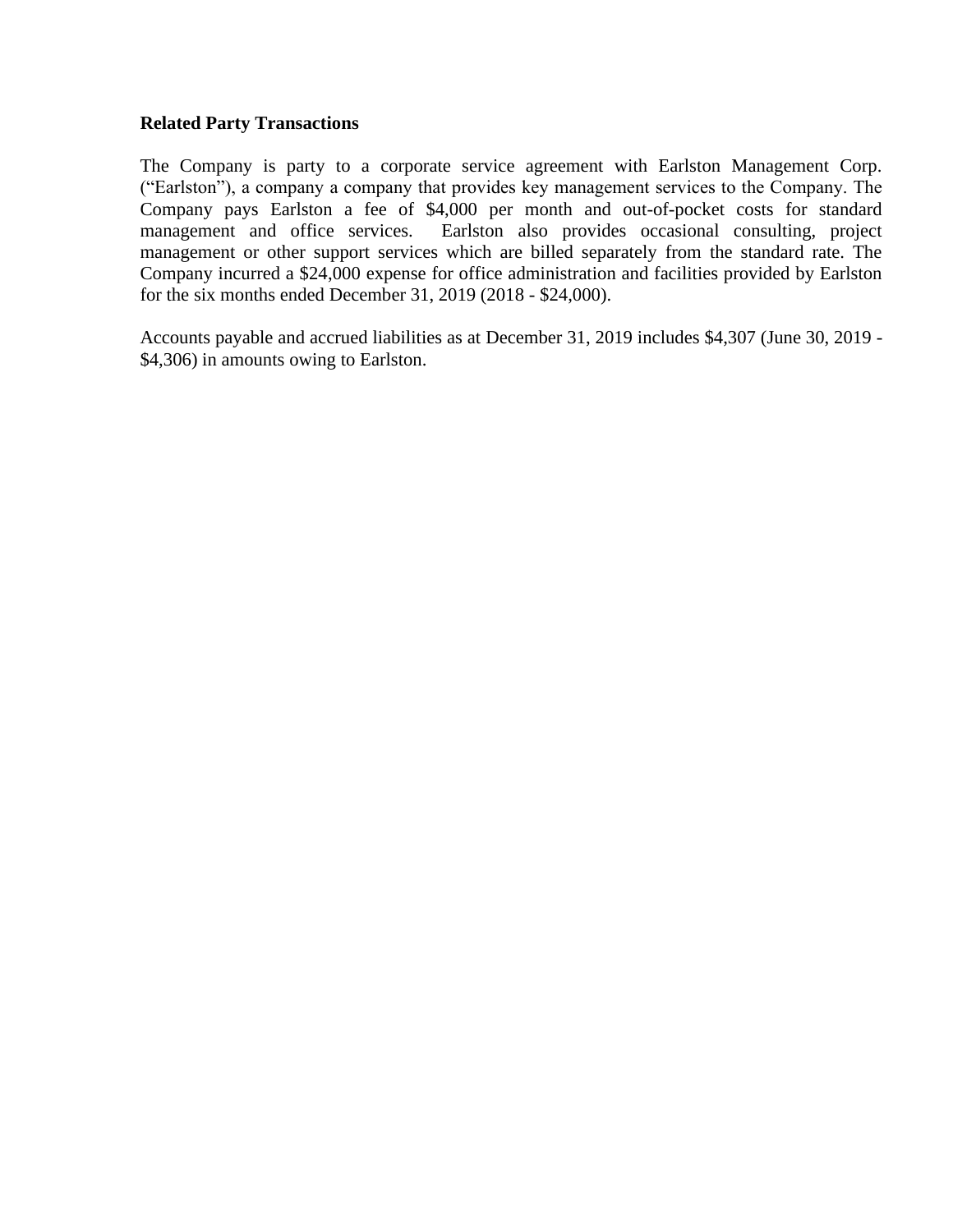**Related Party Transactions**

The Company is party to a corporate service agreement with Earlston Management Corp. ("Earlston"), a company a company that provides key management services to the Company. The Company pays Earlston a fee of $4,000 per month and out-of-pocket costs for standard management and office services. Earlston also provides occasional consulting, project management or other support services which are billed separately from the standard rate. The Company incurred a $24,000 expense for office administration and facilities provided by Earlston for the six months ended December 31, 2019 (2018 - $24,000).

Accounts payable and accrued liabilities as at December 31, 2019 includes $4,307 (June 30, 2019 - $4,306) in amounts owing to Earlston.